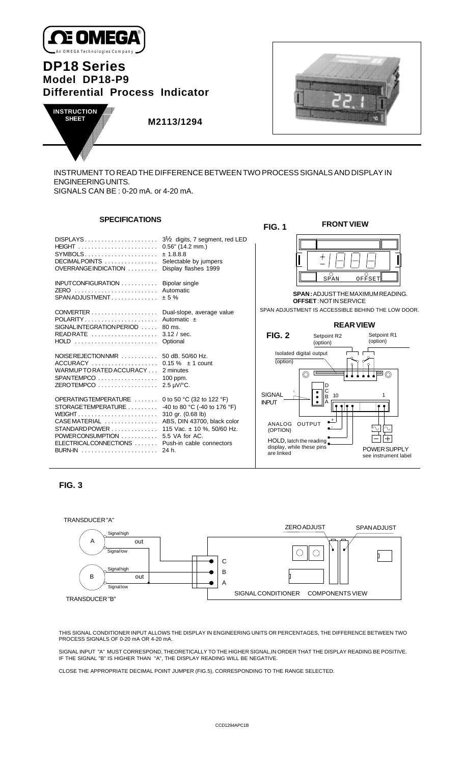# DP18 Series

## Model DP18-P9

## Differential Process Indicator

**INSTRUCTION SHEET**

**M2113/1294**

INSTRUMENT TO READ THE DIFFERENCE BETWEEN TWO PROCESS SIGNALS AND DISPLAY IN ENGINEERING UNITS.
SIGNALS CAN BE : 0-20 mA. or 4-20 mA.

### SPECIFICATIONS

| | |
|---|---|
| DISPLAYS | 3½ digits, 7 segment, red LED |
| HEIGHT | 0.56" (14.2 mm.) |
| SYMBOLS | ± 1.8.8.8 |
| DECIMAL POINTS | Selectable by jumpers |
| OVERRANGE INDICATION | Display flashes 1999 |
| INPUT CONFIGURATION | Bipolar single |
| ZERO | Automatic |
| SPAN ADJUSTMENT | ± 5 % |
| CONVERTER | Dual-slope, average value |
| POLARITY | Automatic ± |
| SIGNAL INTEGRATION PERIOD | 80 ms. |
| READ RATE | 3.12 / sec. |
| HOLD | Optional |
| NOISE REJECTION NMR | 50 dB. 50/60 Hz. |
| ACCURACY | 0.15 % ± 1 count |
| WARMUP TO RATED ACCURACY | 2 minutes |
| SPAN TEMPCO | 100 ppm. |
| ZERO TEMPCO | 2.5 µV/°C. |
| OPERATING TEMPERATURE | 0 to 50 °C (32 to 122 °F) |
| STORAGE TEMPERATURE | -40 to 80 °C (-40 to 176 °F) |
| WEIGHT | 310 gr. (0.68 lb) |
| CASE MATERIAL | ABS, DIN 43700, black color |
| STANDARD POWER | 115 Vac. ± 10 %, 50/60 Hz. |
| POWER CONSUMPTION | 5.5 VA for AC. |
| ELECTRICAL CONNECTIONS | Push-in cable connectors |
| BURN-IN | 24 h. |

**FIG. 1** **FRONT VIEW**

SPAN OFFSET

**SPAN :** ADJUST THE MAXIMUM READING.
**OFFSET** : NOT IN SERVICE

SPAN ADJUSTMENT IS ACCESSIBLE BEHIND THE LOW DOOR.

**FIG. 2** **REAR VIEW**

Setpoint R2 (option) — Setpoint R1 (option) — Isolated digital output (option) — SIGNAL INPUT (D, C, B, A) — 10 … 1 — ANALOG OUTPUT (OPTION) — HOLD, latch the reading display, while these pins are linked — POWER SUPPLY see instrument label

**FIG. 3**

TRANSDUCER "A" (A: Signal high, out, Signal low) — TRANSDUCER "B" (B: Signal high, out, Signal low) — C, B, A — ZERO ADJUST — SPAN ADJUST — SIGNAL CONDITIONER COMPONENTS VIEW

THIS SIGNAL CONDITIONER INPUT ALLOWS THE DISPLAY IN ENGINEERING UNITS OR PERCENTAGES, THE DIFFERENCE BETWEEN TWO PROCESS SIGNALS OF 0-20 mA OR 4-20 mA.

SIGNAL INPUT "A" MUST CORRESPOND, THEORETICALLY TO THE HIGHER SIGNAL,IN ORDER THAT THE DISPLAY READING BE POSITIVE. IF THE SIGNAL "B" IS HIGHER THAN "A", THE DISPLAY READING WILL BE NEGATIVE.

CLOSE THE APPROPRIATE DECIMAL POINT JUMPER (FIG.5), CORRESPONDING TO THE RANGE SELECTED.

CCD1294APC1B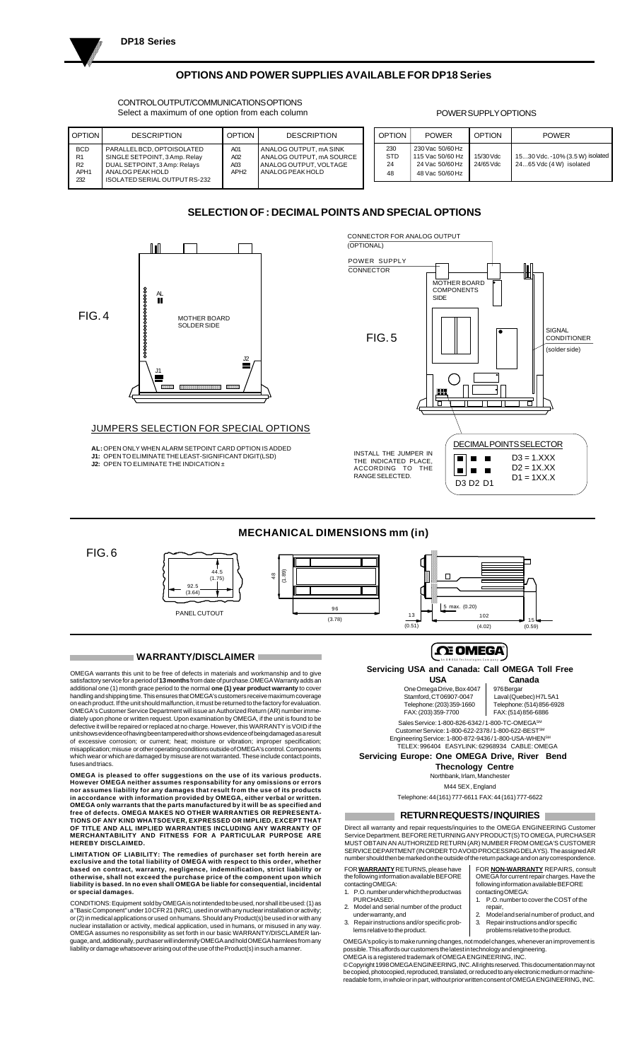## OPTIONS AND POWER SUPPLIES AVAILABLE FOR DP18 Series

CONTROL OUTPUT/COMMUNICATIONS OPTIONS
Select a maximum of one option from each column

| OPTION | DESCRIPTION | OPTION | DESCRIPTION |
|---|---|---|---|
| BCD | PARALLEL BCD, OPTOISOLATED | A01 | ANALOG OUTPUT, mA SINK |
| R1 | SINGLE SETPOINT, 3 Amp. Relay | A02 | ANALOG OUTPUT, mA SOURCE |
| R2 | DUAL SETPOINT, 3 Amp: Relays | A03 | ANALOG OUTPUT, VOLTAGE |
| APH1 | ANALOG PEAK HOLD | APH2 | ANALOG PEAK HOLD |
| 232 | ISOLATED SERIAL OUTPUT RS-232 | | |

POWER SUPPLY OPTIONS

| OPTION | POWER | OPTION | POWER |
|---|---|---|---|
| 230 | 230 Vac 50/60 Hz | 15/30 Vdc | 15...30 Vdc. -10% (3.5 W) isolated |
| STD | 115 Vac 50/60 Hz | 24/65 Vdc | 24...65 Vdc (4 W) isolated |
| 24 | 24 Vac 50/60 Hz | | |
| 48 | 48 Vac 50/60 Hz | | |

## SELECTION OF : DECIMAL POINTS AND SPECIAL OPTIONS

FIG. 4

AL

MOTHER BOARD SOLDER SIDE

J1

J2

FIG. 5

CONNECTOR FOR ANALOG OUTPUT (OPTIONAL)

POWER SUPPLY CONNECTOR

MOTHER BOARD COMPONENTS SIDE

SIGNAL CONDITIONER (solder side)

### JUMPERS SELECTION FOR SPECIAL OPTIONS

**AL:** OPEN ONLY WHEN ALARM SETPOINT CARD OPTION IS ADDED
**J1:** OPEN TO ELIMINATE THE LEAST-SIGNIFICANT DIGIT (LSD)
**J2:** OPEN TO ELIMINATE THE INDICATION ±

INSTALL THE JUMPER IN THE INDICATED PLACE, ACCORDING TO THE RANGE SELECTED.

DECIMAL POINTS SELECTOR

D3 = 1.XXX
D2 = 1X.XX
D1 = 1XX.X

D3 D2 D1

## MECHANICAL DIMENSIONS mm (in)

FIG. 6

PANEL CUTOUT

92.5 (3.64)
44.5 (1.75)
48 (1.89)
96 (3.78)
5 max. (0.20)
13 (0.51)
102 (4.02)
15 (0.59)

## WARRANTY/DISCLAIMER

OMEGA warrants this unit to be free of defects in materials and workmanship and to give satisfactory service for a period of **13 months** from date of purchase. OMEGA Warranty adds an additional one (1) month grace period to the normal **one (1) year product warranty** to cover handling and shipping time. This ensures that OMEGA's customers receive maximum coverage on each product. If the unit should malfunction, it must be returned to the factory for evaluation. OMEGA's Customer Service Department will issue an Authorized Return (AR) number immediately upon phone or written request. Upon examination by OMEGA, if the unit is found to be defective it will be repaired or replaced at no charge. However, this WARRANTY is VOID if the unit shows evidence of having been tampered with or shows evidence of being damaged as a result of excessive corrosion; or current; heat; moisture or vibration; improper specification; misapplication; misuse or other operating conditions outside of OMEGA's control. Components which wear or which are damaged by misuse are not warranted. These include contact points, fuses and triacs.

**OMEGA is pleased to offer suggestions on the use of its various products. However OMEGA neither assumes responsability for any omissions or errors nor assumes liability for any damages that result from the use of its products in accordance with information provided by OMEGA, either verbal or written. OMEGA only warrants that the parts manufactured by it will be as specified and free of defects. OMEGA MAKES NO OTHER WARRANTIES OR REPRESENTATIONS OF ANY KIND WHATSOEVER, EXPRESSED OR IMPLIED, EXCEPT THAT OF TITLE AND ALL IMPLIED WARRANTIES INCLUDING ANY WARRANTY OF MERCHANTABILITY AND FITNESS FOR A PARTICULAR PURPOSE ARE HEREBY DISCLAIMED.**

**LIMITATION OF LIABILITY: The remedies of purchaser set forth herein are exclusive and the total liability of OMEGA with respect to this order, whether based on contract, warranty, negligence, indemnification, strict liability or otherwise, shall not exceed the purchase price of the component upon which liability is based. In no even shall OMEGA be liable for consequential, incidental or special damages.**

CONDITIONS: Equipment sold by OMEGA is not intended to be used, nor shall it be used: (1) as a "Basic Component" under 10 CFR 21 (NRC), used in or with any nuclear installation or activity; or (2) in medical applications or used on humans. Should any Product(s) be used in or with any nuclear installation or activity, medical application, used in humans, or misused in any way. OMEGA assumes no responsibility as set forth in our basic WARRANTY/DISCLAIMER language, and, additionally, purchaser will indemnify OMEGA and hold OMEGA harmless from any liability or damage whatsoever arising out of the use of the Product(s) in such a manner.

OMEGA — An OMEGA Technologies Company

### Servicing USA and Canada: Call OMEGA Toll Free

| USA | Canada |
|---|---|
| One Omega Drive, Box 4047 | 976 Bergar |
| Stamford, CT 06907-0047 | Laval (Quebec) H7L 5A1 |
| Telephone: (203) 359-1660 | Telephone: (514) 856-6928 |
| FAX: (203) 359-7700 | FAX: (514) 856-6886 |

Sales Service: 1-800-826-6342 / 1-800-TC-OMEGA℠
Customer Service: 1-800-622-2378 / 1-800-622-BEST℠
Engineering Service: 1-800-872-9436 / 1-800-USA-WHEN℠
TELEX: 996404 EASYLINK: 62968934 CABLE: OMEGA

### Servicing Europe: One OMEGA Drive, River Bend Thecnology Centre

Northbank, Irlam, Manchester
M44 5EX, England
Telephone: 44 (161) 777-6611 FAX: 44 (161) 777-6622

## RETURN REQUESTS / INQUIRIES

Direct all warranty and repair requests/inquiries to the OMEGA ENGINEERING Customer Service Department. BEFORE RETURNING ANY PRODUCT(S) TO OMEGA, PURCHASER MUST OBTAIN AN AUTHORIZED RETURN (AR) NUMBER FROM OMEGA'S CUSTOMER SERVICE DEPARTMENT (IN ORDER TO AVOID PROCESSING DELAYS). The assigned AR number should then be marked on the outside of the return package and on any correspondence.

FOR **WARRANTY** RETURNS, please have the following information available BEFORE contacting OMEGA:
1. P.O. number under which the product was PURCHASED.
2. Model and serial number of the product under warranty, and
3. Repair instructions and/or specific problems relative to the product.

FOR **NON-WARRANTY** REPAIRS, consult OMEGA for current repair charges. Have the following information available BEFORE contacting OMEGA:
1. P.O. number to cover the COST of the repair,
2. Model and serial number of product, and
3. Repair instructions and/or specific problems relative to the product.

OMEGA's policy is to make running changes, not model changes, whenever an improvement is possible. This affords our customers the latest in technology and engineering.
OMEGA is a registered trademark of OMEGA ENGINEERING, INC.
© Copyright 1998 OMEGA ENGINEERING, INC. All rights reserved. This documentation may not be copied, photocopied, reproduced, translated, or reduced to any electronic medium or machine-readable form, in whole or in part, without prior written consent of OMEGA ENGINEERING, INC.